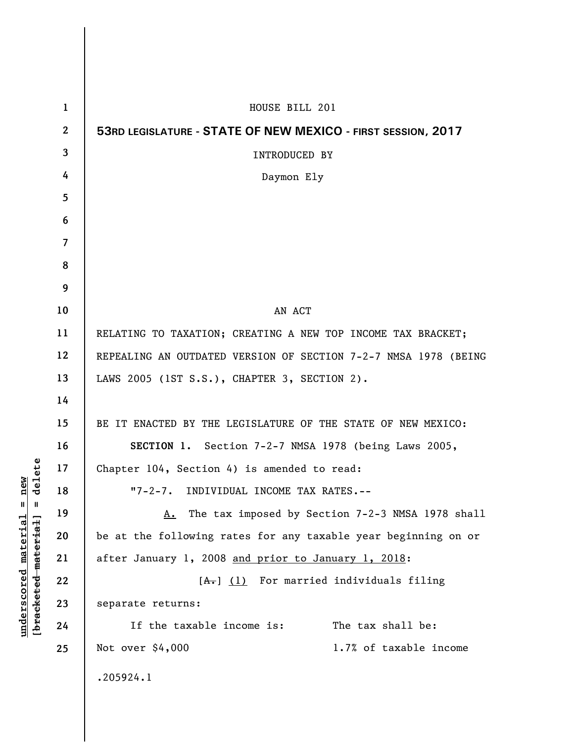HOUSE BILL 201

**53RD LEGISLATURE - STATE OF NEW MEXICO - FIRST SESSION, 2017**

INTRODUCED BY

Daymon Ely

AN ACT

RELATING TO TAXATION; CREATING A NEW TOP INCOME TAX BRACKET; REPEALING AN OUTDATED VERSION OF SECTION 7-2-7 NMSA 1978 (BEING LAWS 2005 (1ST S.S.), CHAPTER 3, SECTION 2).

BE IT ENACTED BY THE LEGISLATURE OF THE STATE OF NEW MEXICO:

**SECTION 1.** Section 7-2-7 NMSA 1978 (being Laws 2005, Chapter 104, Section 4) is amended to read:

"7-2-7. INDIVIDUAL INCOME TAX RATES.--

<u>A.</u> The tax imposed by Section 7-2-3 NMSA 1978 shall be at the following rates for any taxable year beginning on or after January 1, 2008 <u>and prior to January 1, 2018</u>:

[~~A.~~] <u>(1)</u> For married individuals filing separate returns:

| If the taxable income is: | The tax shall be: |
|---|---|
| Not over $4,000 | 1.7% of taxable income |

.205924.1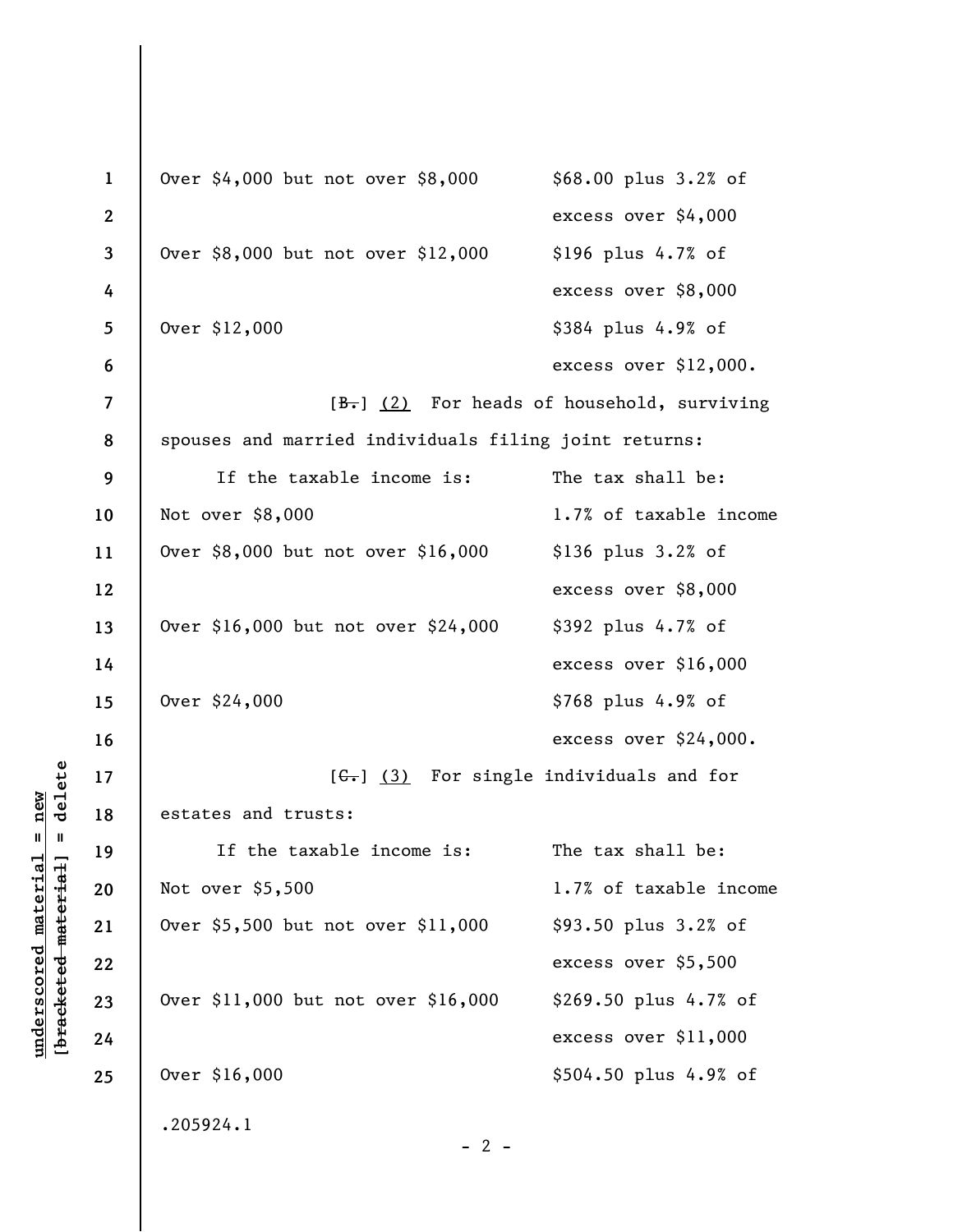| If the taxable income is: | The tax shall be: |
|---|---|
| Over $4,000 but not over $8,000 | $68.00 plus 3.2% of excess over $4,000 |
| Over $8,000 but not over $12,000 | $196 plus 4.7% of excess over $8,000 |
| Over $12,000 | $384 plus 4.9% of excess over $12,000. |

[~~B.~~] <u>(2)</u> For heads of household, surviving spouses and married individuals filing joint returns:

| If the taxable income is: | The tax shall be: |
|---|---|
| Not over $8,000 | 1.7% of taxable income |
| Over $8,000 but not over $16,000 | $136 plus 3.2% of excess over $8,000 |
| Over $16,000 but not over $24,000 | $392 plus 4.7% of excess over $16,000 |
| Over $24,000 | $768 plus 4.9% of excess over $24,000. |

[~~C.~~] <u>(3)</u> For single individuals and for estates and trusts:

| If the taxable income is: | The tax shall be: |
|---|---|
| Not over $5,500 | 1.7% of taxable income |
| Over $5,500 but not over $11,000 | $93.50 plus 3.2% of excess over $5,500 |
| Over $11,000 but not over $16,000 | $269.50 plus 4.7% of excess over $11,000 |
| Over $16,000 | $504.50 plus 4.9% of |

.205924.1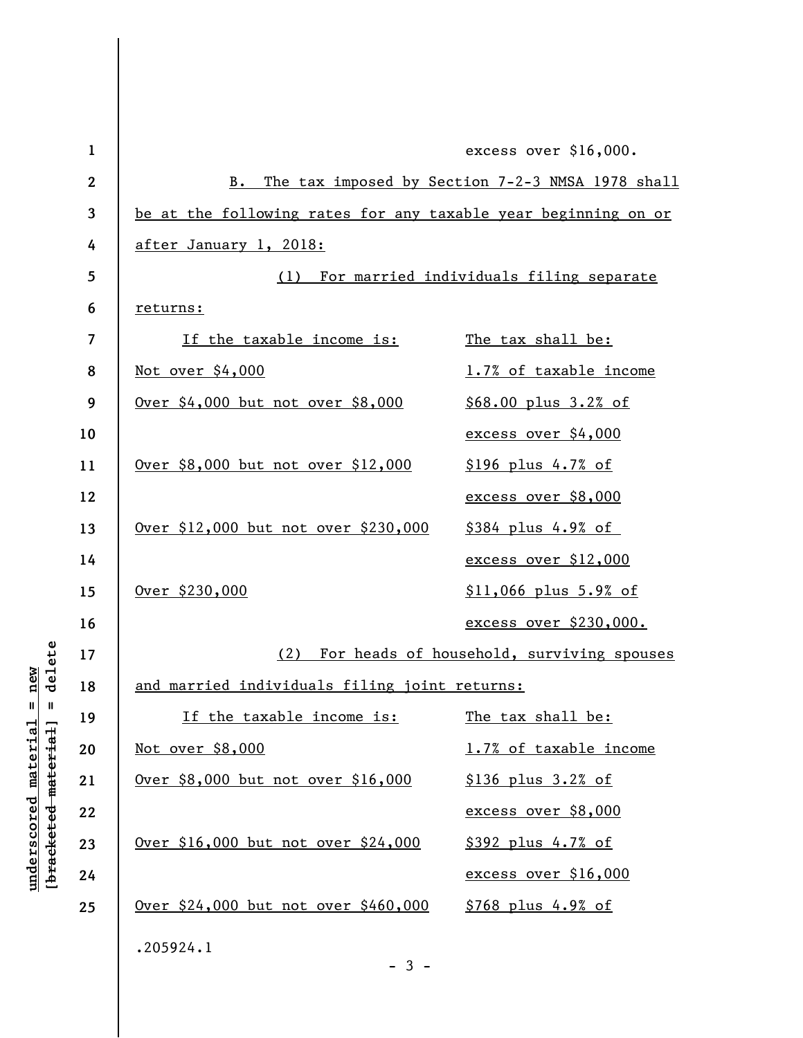excess over $16,000.

B. The tax imposed by Section 7-2-3 NMSA 1978 shall be at the following rates for any taxable year beginning on or after January 1, 2018:

(1) For married individuals filing separate returns:

| If the taxable income is: | The tax shall be: |
|---|---|
| Not over $4,000 | 1.7% of taxable income |
| Over $4,000 but not over $8,000 | $68.00 plus 3.2% of excess over $4,000 |
| Over $8,000 but not over $12,000 | $196 plus 4.7% of excess over $8,000 |
| Over $12,000 but not over $230,000 | $384 plus 4.9% of excess over $12,000 |
| Over $230,000 | $11,066 plus 5.9% of excess over $230,000. |

(2) For heads of household, surviving spouses and married individuals filing joint returns:

| If the taxable income is: | The tax shall be: |
|---|---|
| Not over $8,000 | 1.7% of taxable income |
| Over $8,000 but not over $16,000 | $136 plus 3.2% of excess over $8,000 |
| Over $16,000 but not over $24,000 | $392 plus 4.7% of excess over $16,000 |
| Over $24,000 but not over $460,000 | $768 plus 4.9% of |

.205924.1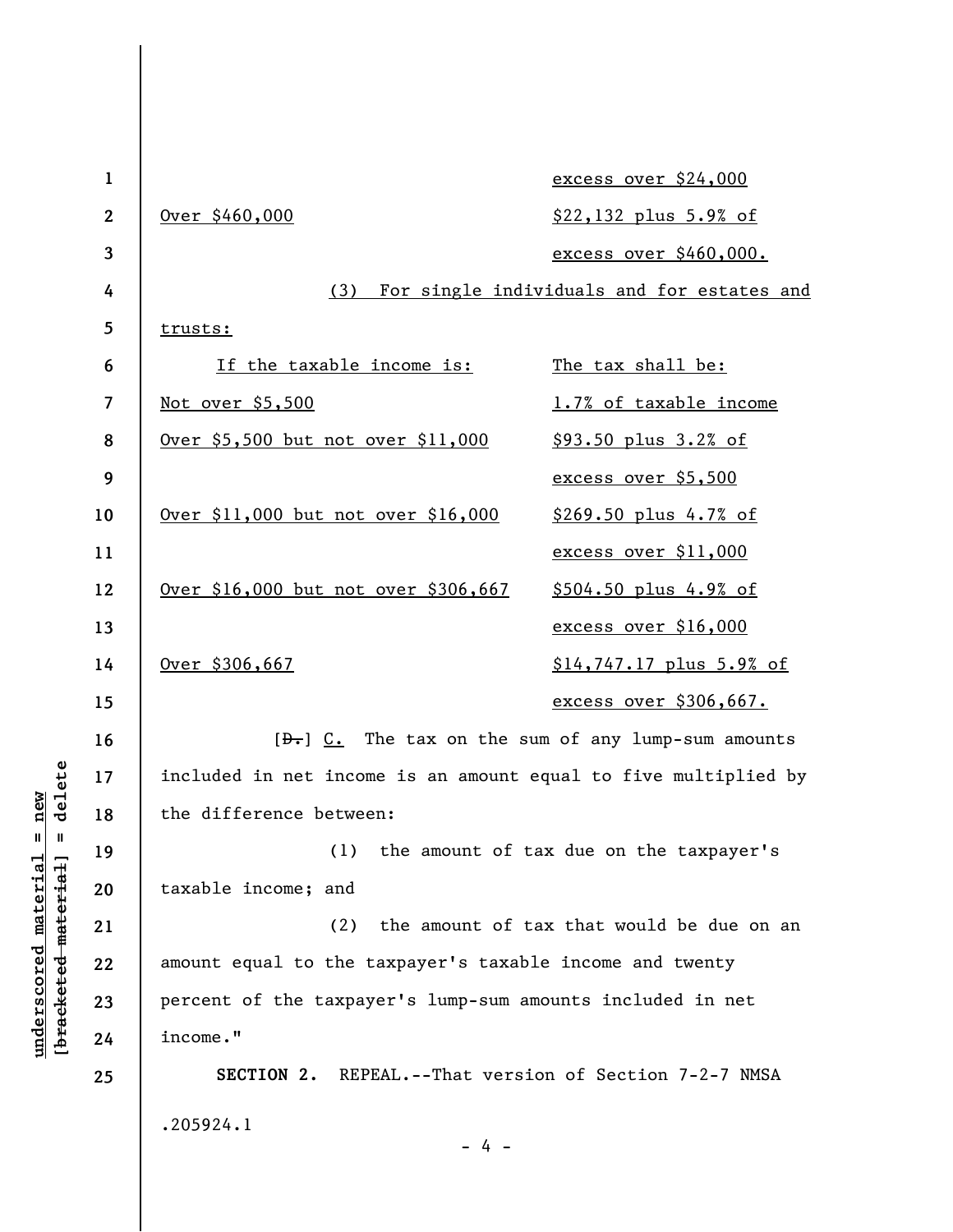| If the taxable income is: | The tax shall be: |
|---|---|
| | excess over $24,000 |
| Over $460,000 | $22,132 plus 5.9% of excess over $460,000. |

(3) For single individuals and for estates and trusts:

| If the taxable income is: | The tax shall be: |
|---|---|
| Not over $5,500 | 1.7% of taxable income |
| Over $5,500 but not over $11,000 | $93.50 plus 3.2% of excess over $5,500 |
| Over $11,000 but not over $16,000 | $269.50 plus 4.7% of excess over $11,000 |
| Over $16,000 but not over $306,667 | $504.50 plus 4.9% of excess over $16,000 |
| Over $306,667 | $14,747.17 plus 5.9% of excess over $306,667. |

[D.] C. The tax on the sum of any lump-sum amounts included in net income is an amount equal to five multiplied by the difference between:

(1) the amount of tax due on the taxpayer's taxable income; and

(2) the amount of tax that would be due on an amount equal to the taxpayer's taxable income and twenty percent of the taxpayer's lump-sum amounts included in net income."

**SECTION 2.** REPEAL.--That version of Section 7-2-7 NMSA

.205924.1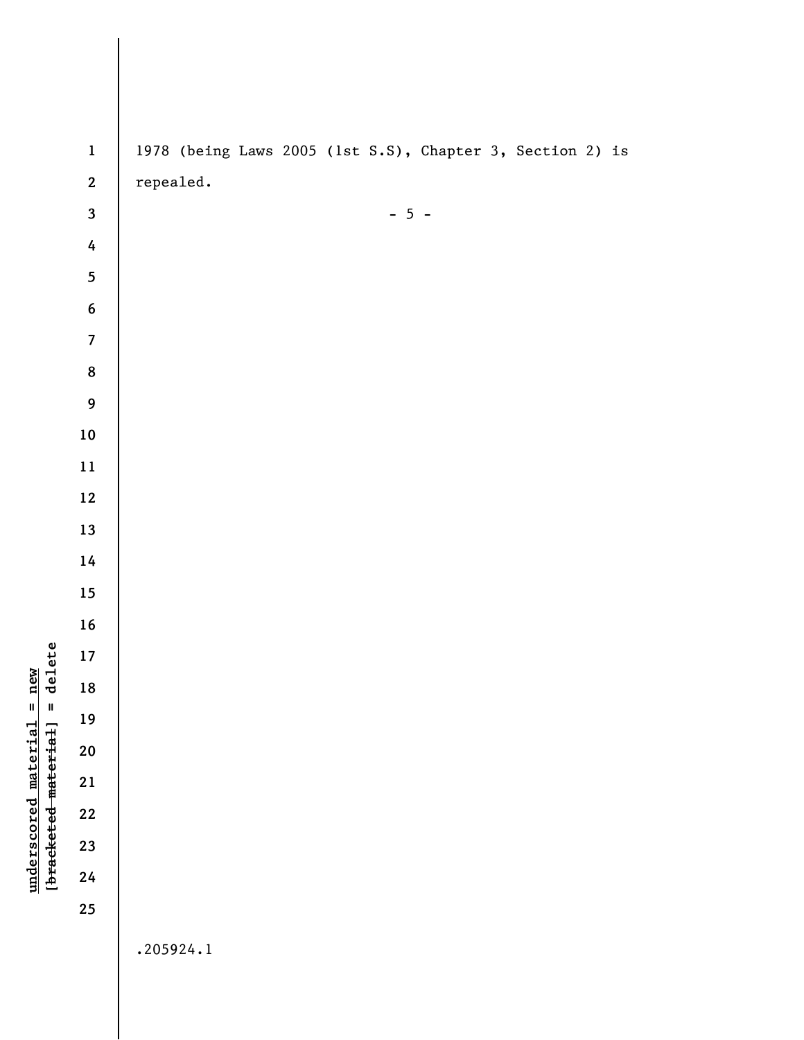1978 (being Laws 2005 (1st S.S), Chapter 3, Section 2) is repealed.

.205924.1